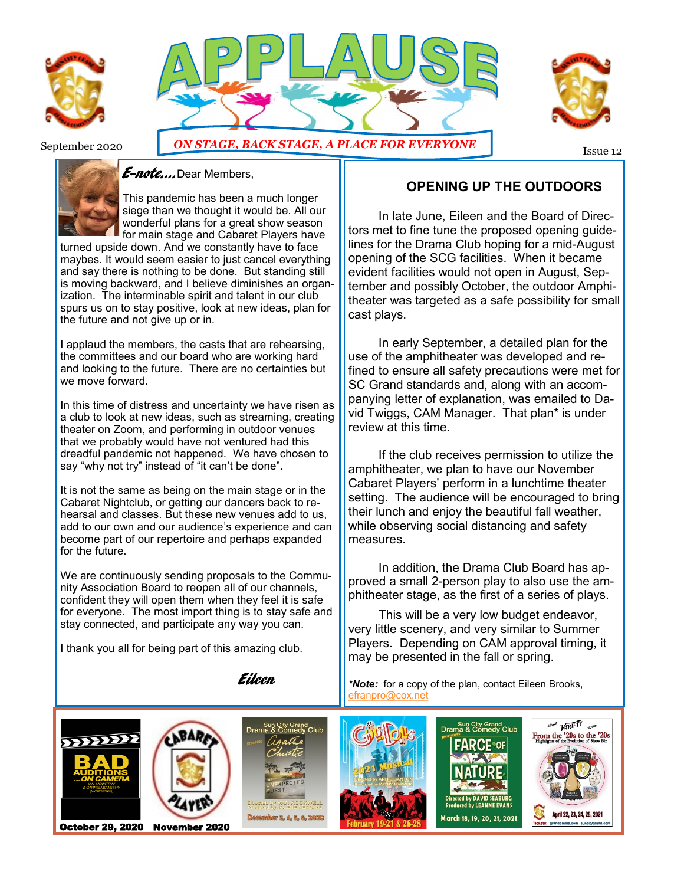# APPLAUSE

September 2020

*ON STAGE, BACK STAGE, A PLACE FOR EVERYONE*

Issue 12

***E-note....*** Dear Members,

This pandemic has been a much longer siege than we thought it would be. All our wonderful plans for a great show season for main stage and Cabaret Players have turned upside down. And we constantly have to face maybes. It would seem easier to just cancel everything and say there is nothing to be done. But standing still is moving backward, and I believe diminishes an organization. The interminable spirit and talent in our club spurs us on to stay positive, look at new ideas, plan for the future and not give up or in.

I applaud the members, the casts that are rehearsing, the committees and our board who are working hard and looking to the future. There are no certainties but we move forward.

In this time of distress and uncertainty we have risen as a club to look at new ideas, such as streaming, creating theater on Zoom, and performing in outdoor venues that we probably would have not ventured had this dreadful pandemic not happened. We have chosen to say "why not try" instead of "it can't be done".

It is not the same as being on the main stage or in the Cabaret Nightclub, or getting our dancers back to rehearsal and classes. But these new venues add to us, add to our own and our audience's experience and can become part of our repertoire and perhaps expanded for the future.

We are continuously sending proposals to the Community Association Board to reopen all of our channels, confident they will open them when they feel it is safe for everyone. The most import thing is to stay safe and stay connected, and participate any way you can.

I thank you all for being part of this amazing club.

***Eileen***

## OPENING UP THE OUTDOORS

In late June, Eileen and the Board of Directors met to fine tune the proposed opening guidelines for the Drama Club hoping for a mid-August opening of the SCG facilities. When it became evident facilities would not open in August, September and possibly October, the outdoor Amphitheater was targeted as a safe possibility for small cast plays.

In early September, a detailed plan for the use of the amphitheater was developed and refined to ensure all safety precautions were met for SC Grand standards and, along with an accompanying letter of explanation, was emailed to David Twiggs, CAM Manager. That plan* is under review at this time.

If the club receives permission to utilize the amphitheater, we plan to have our November Cabaret Players' perform in a lunchtime theater setting. The audience will be encouraged to bring their lunch and enjoy the beautiful fall weather, while observing social distancing and safety measures.

In addition, the Drama Club Board has approved a small 2-person play to also use the amphitheater stage, as the first of a series of plays.

This will be a very low budget endeavor, very little scenery, and very similar to Summer Players. Depending on CAM approval timing, it may be presented in the fall or spring.

***Note:** for a copy of the plan, contact Eileen Brooks, efranpro@cox.net

**BAD AUDITIONS ...ON CAMERA** — October 29, 2020

**CABARET PLAYERS** — November 2020

Sun City Grand Drama & Comedy Club presents Agatha Christie **The Unexpected Guest** — December 3, 4, 5, 6, 2020

**Guys and Dolls** 2021 Musical — February 19-21 & 26-28

Sun City Grand Drama & Comedy Club presents **Farce of Nature** — Directed by David Seaburg, Produced by Leanne Evans — March 18, 19, 20, 21, 2021

22nd Variety Show **From the '20s to the '20s** Highlights of the Evolution of Show Biz — April 22, 23, 24, 25, 2021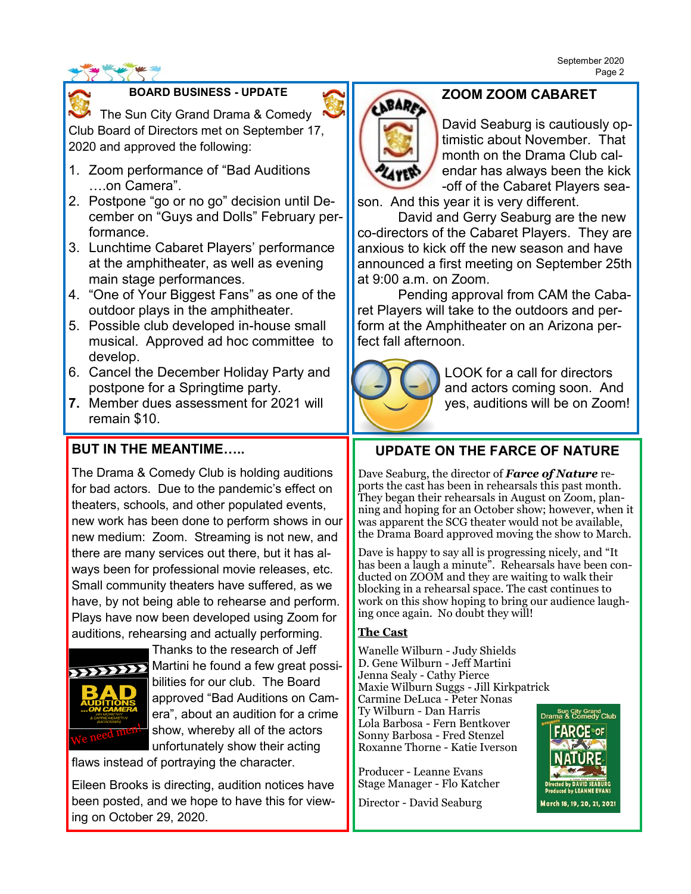## BOARD BUSINESS - UPDATE

The Sun City Grand Drama & Comedy Club Board of Directors met on September 17, 2020 and approved the following:

1. Zoom performance of "Bad Auditions ….on Camera".
2. Postpone "go or no go" decision until December on "Guys and Dolls" February performance.
3. Lunchtime Cabaret Players' performance at the amphitheater, as well as evening main stage performances.
4. "One of Your Biggest Fans" as one of the outdoor plays in the amphitheater.
5. Possible club developed in-house small musical. Approved ad hoc committee to develop.
6. Cancel the December Holiday Party and postpone for a Springtime party.
7. Member dues assessment for 2021 will remain $10.

## BUT IN THE MEANTIME…..

The Drama & Comedy Club is holding auditions for bad actors. Due to the pandemic's effect on theaters, schools, and other populated events, new work has been done to perform shows in our new medium: Zoom. Streaming is not new, and there are many services out there, but it has always been for professional movie releases, etc. Small community theaters have suffered, as we have, by not being able to rehearse and perform. Plays have now been developed using Zoom for auditions, rehearsing and actually performing.

Thanks to the research of Jeff Martini he found a few great possibilities for our club. The Board approved "Bad Auditions on Camera", about an audition for a crime show, whereby all of the actors unfortunately show their acting flaws instead of portraying the character.

Eileen Brooks is directing, audition notices have been posted, and we hope to have this for viewing on October 29, 2020.

## ZOOM ZOOM CABARET

David Seaburg is cautiously optimistic about November. That month on the Drama Club calendar has always been the kick-off of the Cabaret Players season. And this year it is very different.

David and Gerry Seaburg are the new co-directors of the Cabaret Players. They are anxious to kick off the new season and have announced a first meeting on September 25th at 9:00 a.m. on Zoom.

Pending approval from CAM the Cabaret Players will take to the outdoors and perform at the Amphitheater on an Arizona perfect fall afternoon.

LOOK for a call for directors and actors coming soon. And yes, auditions will be on Zoom!

## UPDATE ON THE FARCE OF NATURE

Dave Seaburg, the director of ***Farce of Nature*** reports the cast has been in rehearsals this past month. They began their rehearsals in August on Zoom, planning and hoping for an October show; however, when it was apparent the SCG theater would not be available, the Drama Board approved moving the show to March.

Dave is happy to say all is progressing nicely, and "It has been a laugh a minute". Rehearsals have been conducted on ZOOM and they are waiting to walk their blocking in a rehearsal space. The cast continues to work on this show hoping to bring our audience laughing once again. No doubt they will!

**The Cast**

Wanelle Wilburn - Judy Shields
D. Gene Wilburn - Jeff Martini
Jenna Sealy - Cathy Pierce
Maxie Wilburn Suggs - Jill Kirkpatrick
Carmine DeLuca - Peter Nonas
Ty Wilburn - Dan Harris
Lola Barbosa - Fern Bentkover
Sonny Barbosa - Fred Stenzel
Roxanne Thorne - Katie Iverson

Producer - Leanne Evans
Stage Manager - Flo Katcher

Director - David Seaburg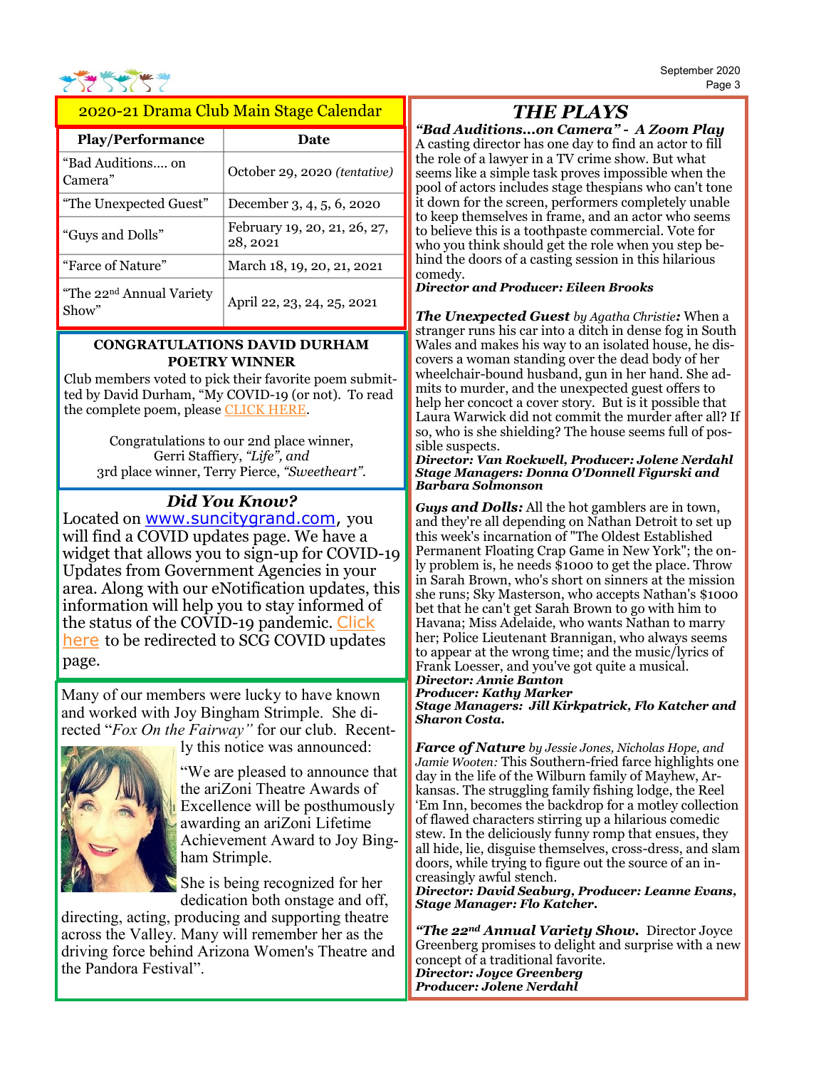## 2020-21 Drama Club Main Stage Calendar

| Play/Performance | Date |
|---|---|
| "Bad Auditions…. on Camera" | October 29, 2020 *(tentative)* |
| "The Unexpected Guest" | December 3, 4, 5, 6, 2020 |
| "Guys and Dolls" | February 19, 20, 21, 26, 27, 28, 2021 |
| "Farce of Nature" | March 18, 19, 20, 21, 2021 |
| "The 22nd Annual Variety Show" | April 22, 23, 24, 25, 2021 |

### CONGRATULATIONS DAVID DURHAM POETRY WINNER

Club members voted to pick their favorite poem submitted by David Durham, "My COVID-19 (or not). To read the complete poem, please CLICK HERE.

Congratulations to our 2nd place winner, Gerri Staffiery, *"Life"*, and 3rd place winner, Terry Pierce, *"Sweetheart"*.

### *Did You Know?*

Located on www.suncitygrand.com, you will find a COVID updates page. We have a widget that allows you to sign-up for COVID-19 Updates from Government Agencies in your area. Along with our eNotification updates, this information will help you to stay informed of the status of the COVID-19 pandemic. Click here to be redirected to SCG COVID updates page.

Many of our members were lucky to have known and worked with Joy Bingham Strimple. She directed "*Fox On the Fairway"* for our club. Recently this notice was announced:

"We are pleased to announce that the ariZoni Theatre Awards of Excellence will be posthumously awarding an ariZoni Lifetime Achievement Award to Joy Bingham Strimple.

She is being recognized for her dedication both onstage and off, directing, acting, producing and supporting theatre across the Valley. Many will remember her as the driving force behind Arizona Women's Theatre and the Pandora Festival".

## *THE PLAYS*

***"Bad Auditions…on Camera" - A Zoom Play***

A casting director has one day to find an actor to fill the role of a lawyer in a TV crime show. But what seems like a simple task proves impossible when the pool of actors includes stage thespians who can't tone it down for the screen, performers completely unable to keep themselves in frame, and an actor who seems to believe this is a toothpaste commercial. Vote for who you think should get the role when you step behind the doors of a casting session in this hilarious comedy.

***Director and Producer: Eileen Brooks***

***The Unexpected Guest*** *by Agatha Christie***:** When a stranger runs his car into a ditch in dense fog in South Wales and makes his way to an isolated house, he discovers a woman standing over the dead body of her wheelchair-bound husband, gun in her hand. She admits to murder, and the unexpected guest offers to help her concoct a cover story. But is it possible that Laura Warwick did not commit the murder after all? If so, who is she shielding? The house seems full of possible suspects.

***Director: Van Rockwell, Producer: Jolene Nerdahl***
***Stage Managers: Donna O'Donnell Figurski and Barbara Solmonson***

***Guys and Dolls:*** All the hot gamblers are in town, and they're all depending on Nathan Detroit to set up this week's incarnation of "The Oldest Established Permanent Floating Crap Game in New York"; the only problem is, he needs $1000 to get the place. Throw in Sarah Brown, who's short on sinners at the mission she runs; Sky Masterson, who accepts Nathan's $1000 bet that he can't get Sarah Brown to go with him to Havana; Miss Adelaide, who wants Nathan to marry her; Police Lieutenant Brannigan, who always seems to appear at the wrong time; and the music/lyrics of Frank Loesser, and you've got quite a musical.

***Director: Annie Banton***
***Producer: Kathy Marker***
***Stage Managers: Jill Kirkpatrick, Flo Katcher and Sharon Costa.***

***Farce of Nature*** *by Jessie Jones, Nicholas Hope, and Jamie Wooten:* This Southern-fried farce highlights one day in the life of the Wilburn family of Mayhew, Arkansas. The struggling family fishing lodge, the Reel 'Em Inn, becomes the backdrop for a motley collection of flawed characters stirring up a hilarious comedic stew. In the deliciously funny romp that ensues, they all hide, lie, disguise themselves, cross-dress, and slam doors, while trying to figure out the source of an increasingly awful stench.

***Director: David Seaburg, Producer: Leanne Evans, Stage Manager: Flo Katcher.***

***"The 22nd Annual Variety Show.*** Director Joyce Greenberg promises to delight and surprise with a new concept of a traditional favorite.

***Director: Joyce Greenberg***
***Producer: Jolene Nerdahl***